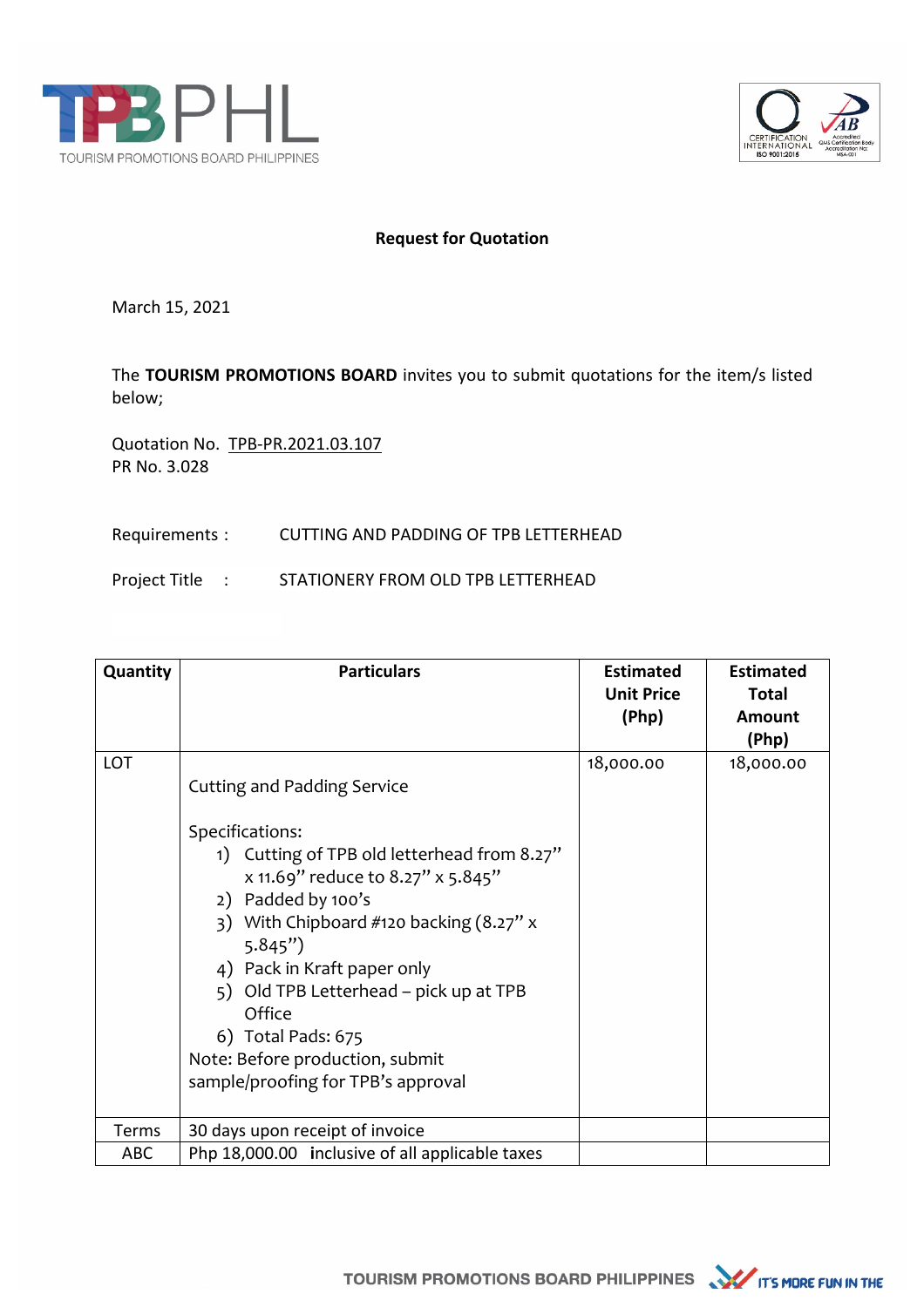## Request for Quotation

March 15, 2021

The **TOURISM PROMOTIONS BOARD** invites you to submit quotations for the item/s listed below;

Quotation No. TPB-PR.2021.03.107
PR No. 3.028

Requirements : CUTTING AND PADDING OF TPB LETTERHEAD

Project Title : STATIONERY FROM OLD TPB LETTERHEAD

| Quantity | Particulars | Estimated Unit Price (Php) | Estimated Total Amount (Php) |
|---|---|---|---|
| LOT | Cutting and Padding Service<br><br>Specifications:<br>1) Cutting of TPB old letterhead from 8.27" x 11.69" reduce to 8.27" x 5.845"<br>2) Padded by 100's<br>3) With Chipboard #120 backing (8.27" x 5.845")<br>4) Pack in Kraft paper only<br>5) Old TPB Letterhead – pick up at TPB Office<br>6) Total Pads: 675<br>Note: Before production, submit sample/proofing for TPB's approval | 18,000.00 | 18,000.00 |
| Terms | 30 days upon receipt of invoice | | |
| ABC | Php 18,000.00 inclusive of all applicable taxes | | |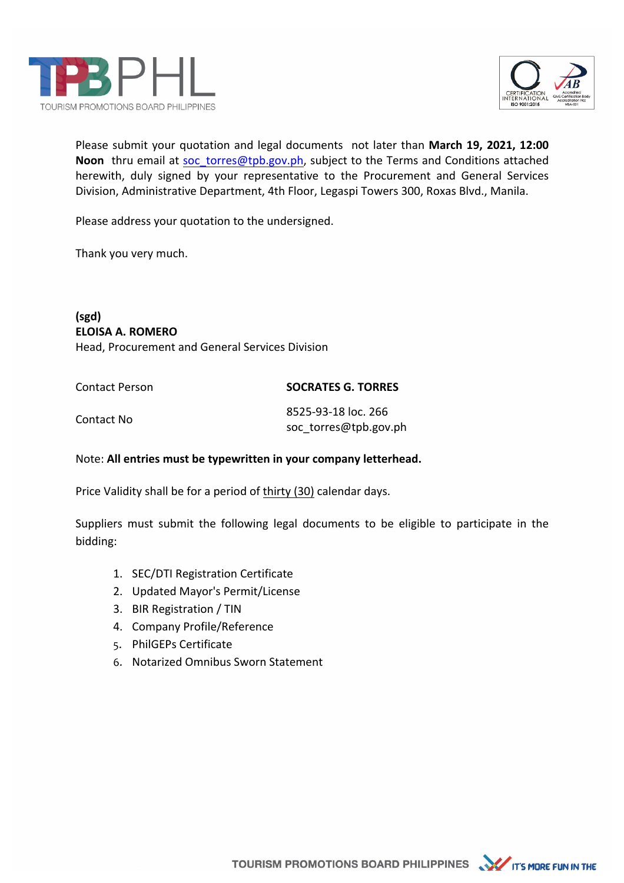Please submit your quotation and legal documents not later than **March 19, 2021, 12:00 Noon** thru email at soc_torres@tpb.gov.ph, subject to the Terms and Conditions attached herewith, duly signed by your representative to the Procurement and General Services Division, Administrative Department, 4th Floor, Legaspi Towers 300, Roxas Blvd., Manila.

Please address your quotation to the undersigned.

Thank you very much.

**(sgd)**
**ELOISA A. ROMERO**
Head, Procurement and General Services Division

| | |
|---|---|
| Contact Person | **SOCRATES G. TORRES** |
| Contact No | 8525-93-18 loc. 266<br>soc_torres@tpb.gov.ph |

Note: **All entries must be typewritten in your company letterhead.**

Price Validity shall be for a period of thirty (30) calendar days.

Suppliers must submit the following legal documents to be eligible to participate in the bidding:

1. SEC/DTI Registration Certificate
2. Updated Mayor's Permit/License
3. BIR Registration / TIN
4. Company Profile/Reference
5. PhilGEPs Certificate
6. Notarized Omnibus Sworn Statement